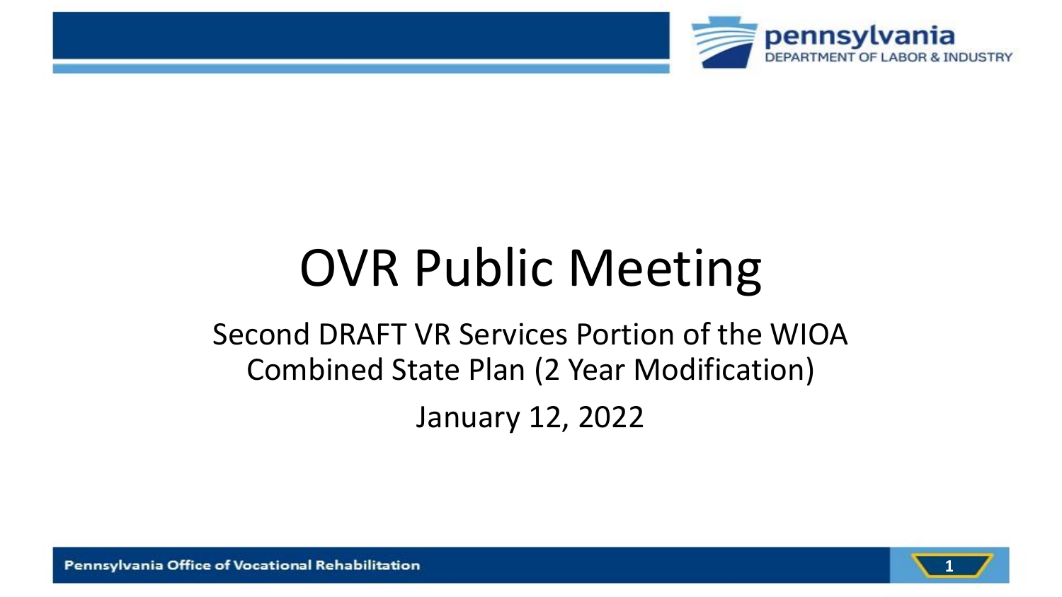# OVR Public Meeting

## Second DRAFT VR Services Portion of the WIOA Combined State Plan (2 Year Modification)

January 12, 2022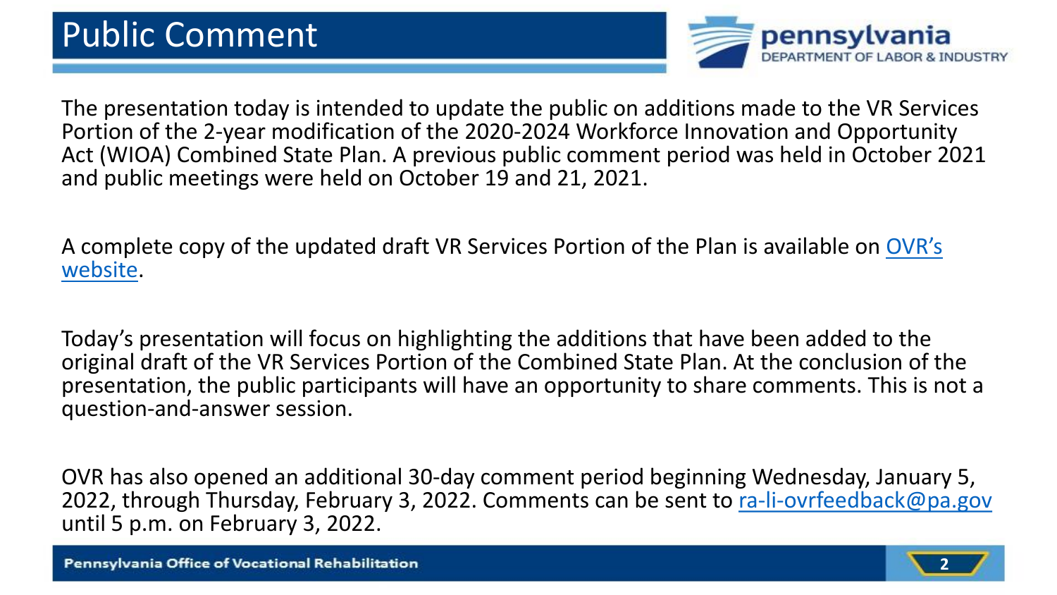# Public Comment

The presentation today is intended to update the public on additions made to the VR Services Portion of the 2-year modification of the 2020-2024 Workforce Innovation and Opportunity Act (WIOA) Combined State Plan. A previous public comment period was held in October 2021 and public meetings were held on October 19 and 21, 2021.

A complete copy of the updated draft VR Services Portion of the Plan is available on OVR's website.

Today's presentation will focus on highlighting the additions that have been added to the original draft of the VR Services Portion of the Combined State Plan. At the conclusion of the presentation, the public participants will have an opportunity to share comments. This is not a question-and-answer session.

OVR has also opened an additional 30-day comment period beginning Wednesday, January 5, 2022, through Thursday, February 3, 2022. Comments can be sent to ra-li-ovrfeedback@pa.gov until 5 p.m. on February 3, 2022.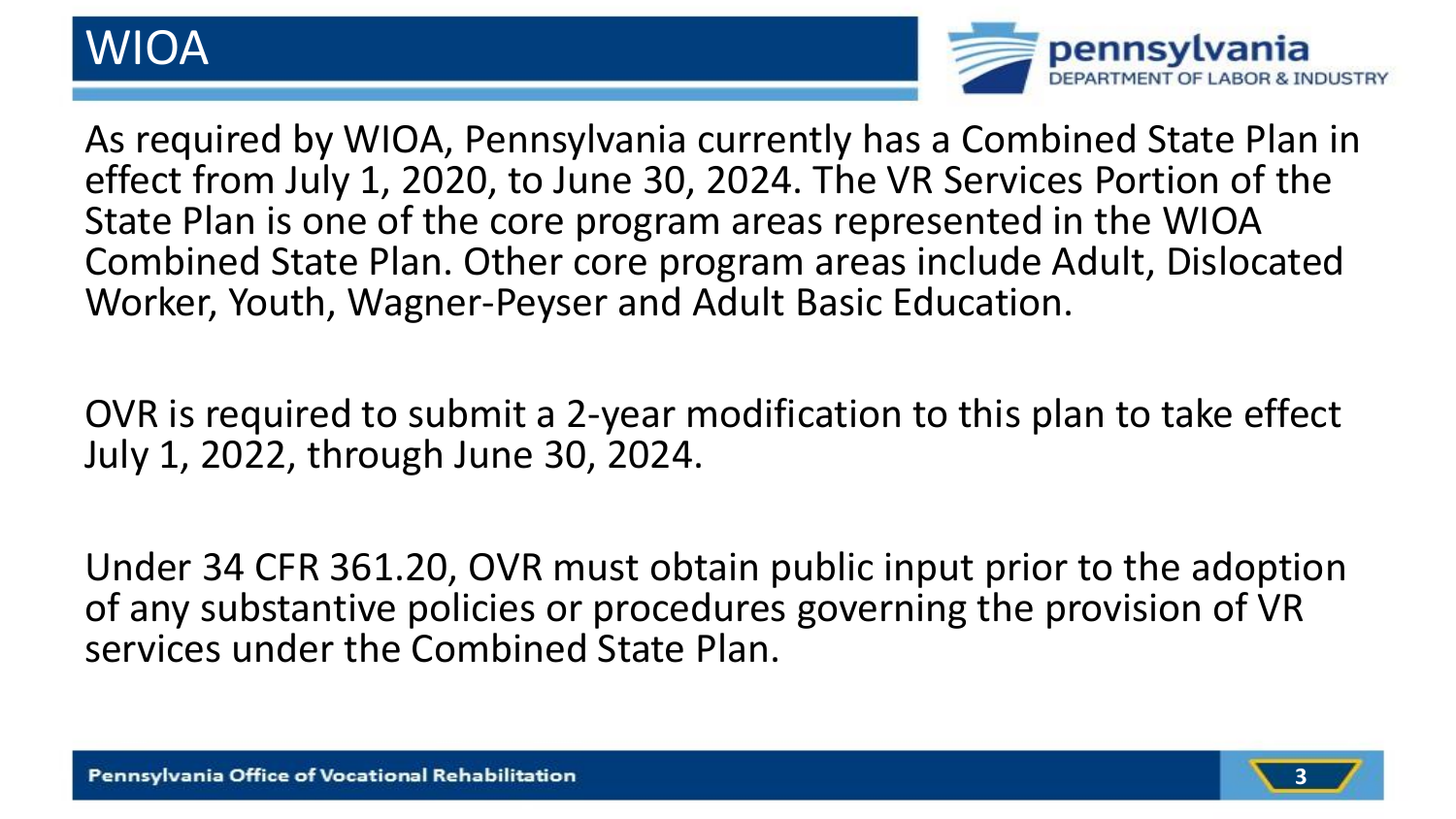# WIOA

As required by WIOA, Pennsylvania currently has a Combined State Plan in effect from July 1, 2020, to June 30, 2024. The VR Services Portion of the State Plan is one of the core program areas represented in the WIOA Combined State Plan. Other core program areas include Adult, Dislocated Worker, Youth, Wagner-Peyser and Adult Basic Education.

OVR is required to submit a 2-year modification to this plan to take effect July 1, 2022, through June 30, 2024.

Under 34 CFR 361.20, OVR must obtain public input prior to the adoption of any substantive policies or procedures governing the provision of VR services under the Combined State Plan.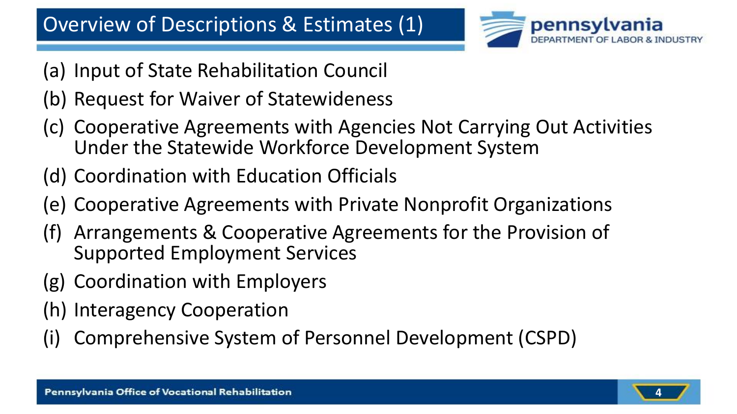# Overview of Descriptions & Estimates (1)

(a) Input of State Rehabilitation Council

(b) Request for Waiver of Statewideness

(c) Cooperative Agreements with Agencies Not Carrying Out Activities Under the Statewide Workforce Development System

(d) Coordination with Education Officials

(e) Cooperative Agreements with Private Nonprofit Organizations

(f) Arrangements & Cooperative Agreements for the Provision of Supported Employment Services

(g) Coordination with Employers

(h) Interagency Cooperation

(i) Comprehensive System of Personnel Development (CSPD)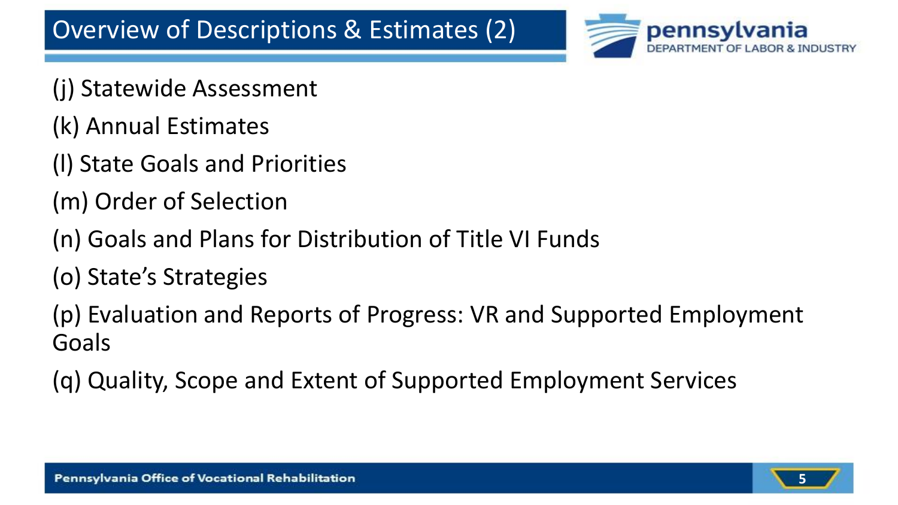# Overview of Descriptions & Estimates (2)

(j) Statewide Assessment

(k) Annual Estimates

(l) State Goals and Priorities

(m) Order of Selection

(n) Goals and Plans for Distribution of Title VI Funds

(o) State's Strategies

(p) Evaluation and Reports of Progress: VR and Supported Employment Goals

(q) Quality, Scope and Extent of Supported Employment Services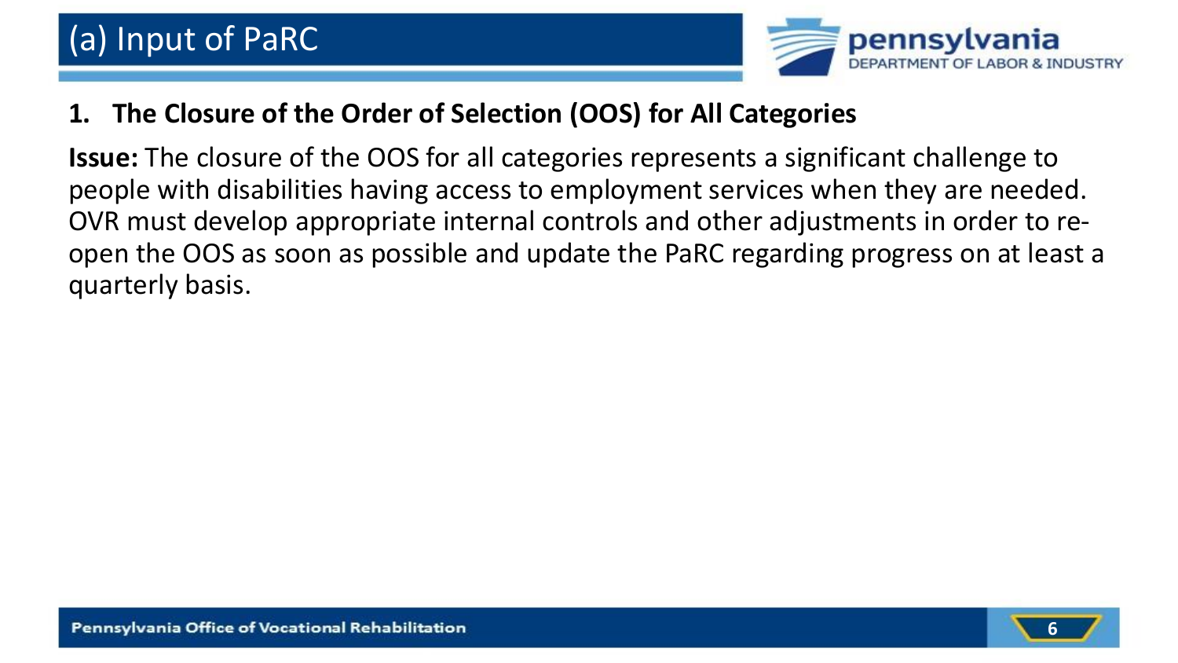# (a) Input of PaRC

## 1. The Closure of the Order of Selection (OOS) for All Categories

**Issue:** The closure of the OOS for all categories represents a significant challenge to people with disabilities having access to employment services when they are needed. OVR must develop appropriate internal controls and other adjustments in order to re-open the OOS as soon as possible and update the PaRC regarding progress on at least a quarterly basis.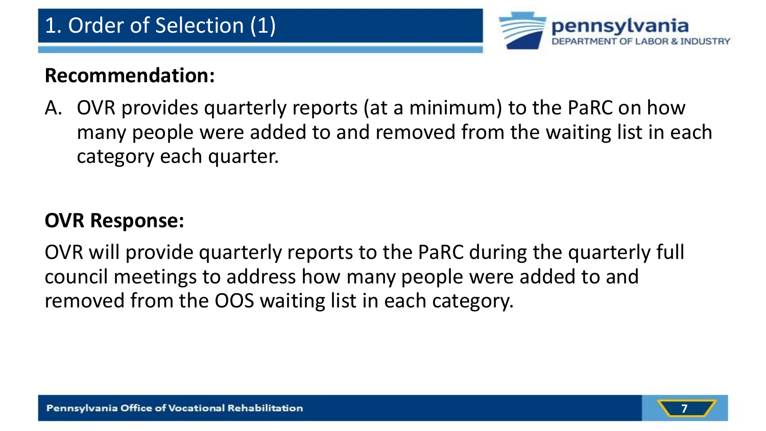# 1. Order of Selection (1)

**Recommendation:**

A. OVR provides quarterly reports (at a minimum) to the PaRC on how many people were added to and removed from the waiting list in each category each quarter.

**OVR Response:**

OVR will provide quarterly reports to the PaRC during the quarterly full council meetings to address how many people were added to and removed from the OOS waiting list in each category.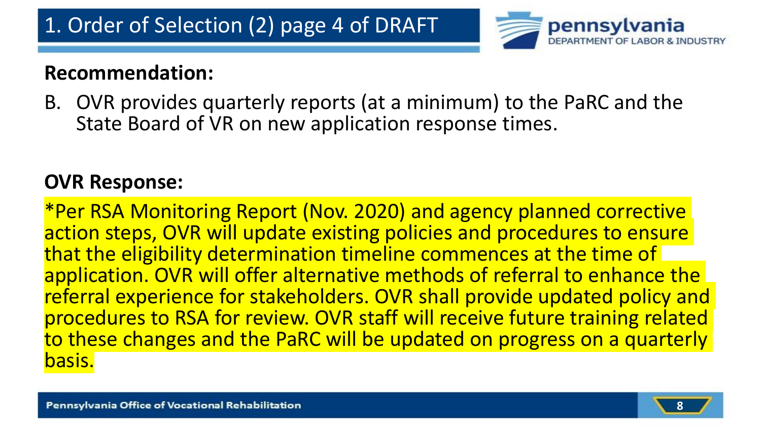# 1. Order of Selection (2) page 4 of DRAFT

**Recommendation:**

B. OVR provides quarterly reports (at a minimum) to the PaRC and the State Board of VR on new application response times.

**OVR Response:**

*Per RSA Monitoring Report (Nov. 2020) and agency planned corrective action steps, OVR will update existing policies and procedures to ensure that the eligibility determination timeline commences at the time of application. OVR will offer alternative methods of referral to enhance the referral experience for stakeholders. OVR shall provide updated policy and procedures to RSA for review. OVR staff will receive future training related to these changes and the PaRC will be updated on progress on a quarterly basis.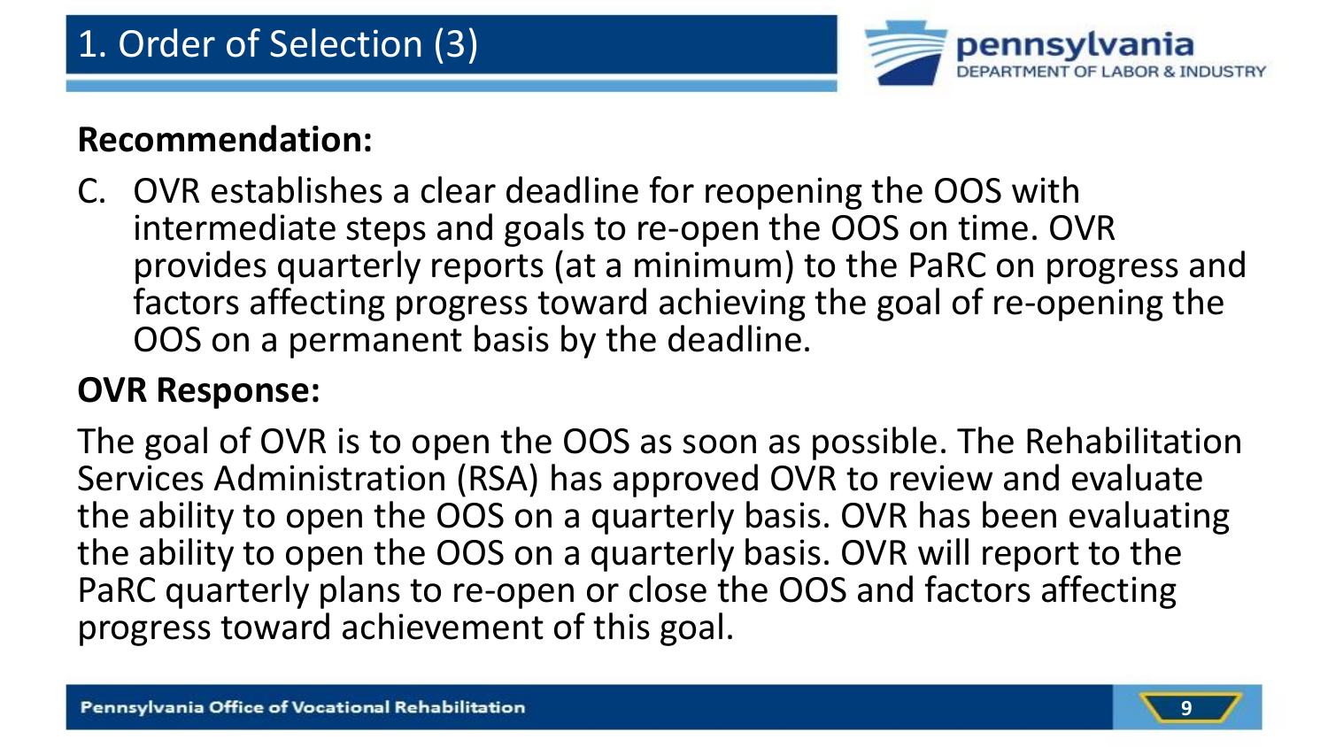# 1. Order of Selection (3)

**Recommendation:**

C. OVR establishes a clear deadline for reopening the OOS with intermediate steps and goals to re-open the OOS on time. OVR provides quarterly reports (at a minimum) to the PaRC on progress and factors affecting progress toward achieving the goal of re-opening the OOS on a permanent basis by the deadline.

**OVR Response:**

The goal of OVR is to open the OOS as soon as possible. The Rehabilitation Services Administration (RSA) has approved OVR to review and evaluate the ability to open the OOS on a quarterly basis. OVR has been evaluating the ability to open the OOS on a quarterly basis. OVR will report to the PaRC quarterly plans to re-open or close the OOS and factors affecting progress toward achievement of this goal.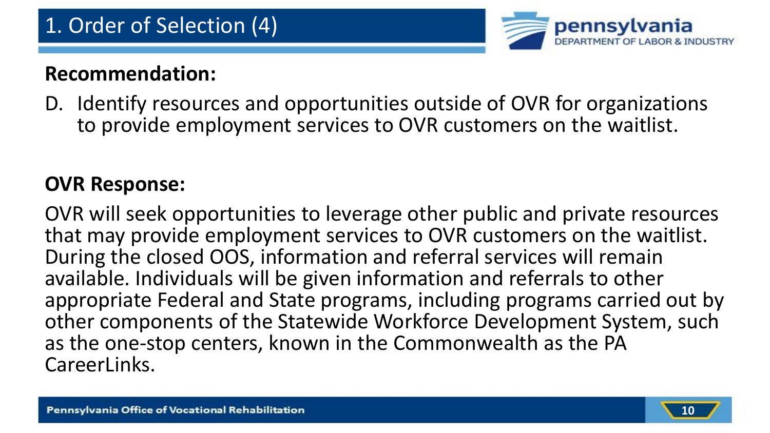# 1. Order of Selection (4)

**Recommendation:**

D. Identify resources and opportunities outside of OVR for organizations to provide employment services to OVR customers on the waitlist.

**OVR Response:**

OVR will seek opportunities to leverage other public and private resources that may provide employment services to OVR customers on the waitlist. During the closed OOS, information and referral services will remain available. Individuals will be given information and referrals to other appropriate Federal and State programs, including programs carried out by other components of the Statewide Workforce Development System, such as the one-stop centers, known in the Commonwealth as the PA CareerLinks.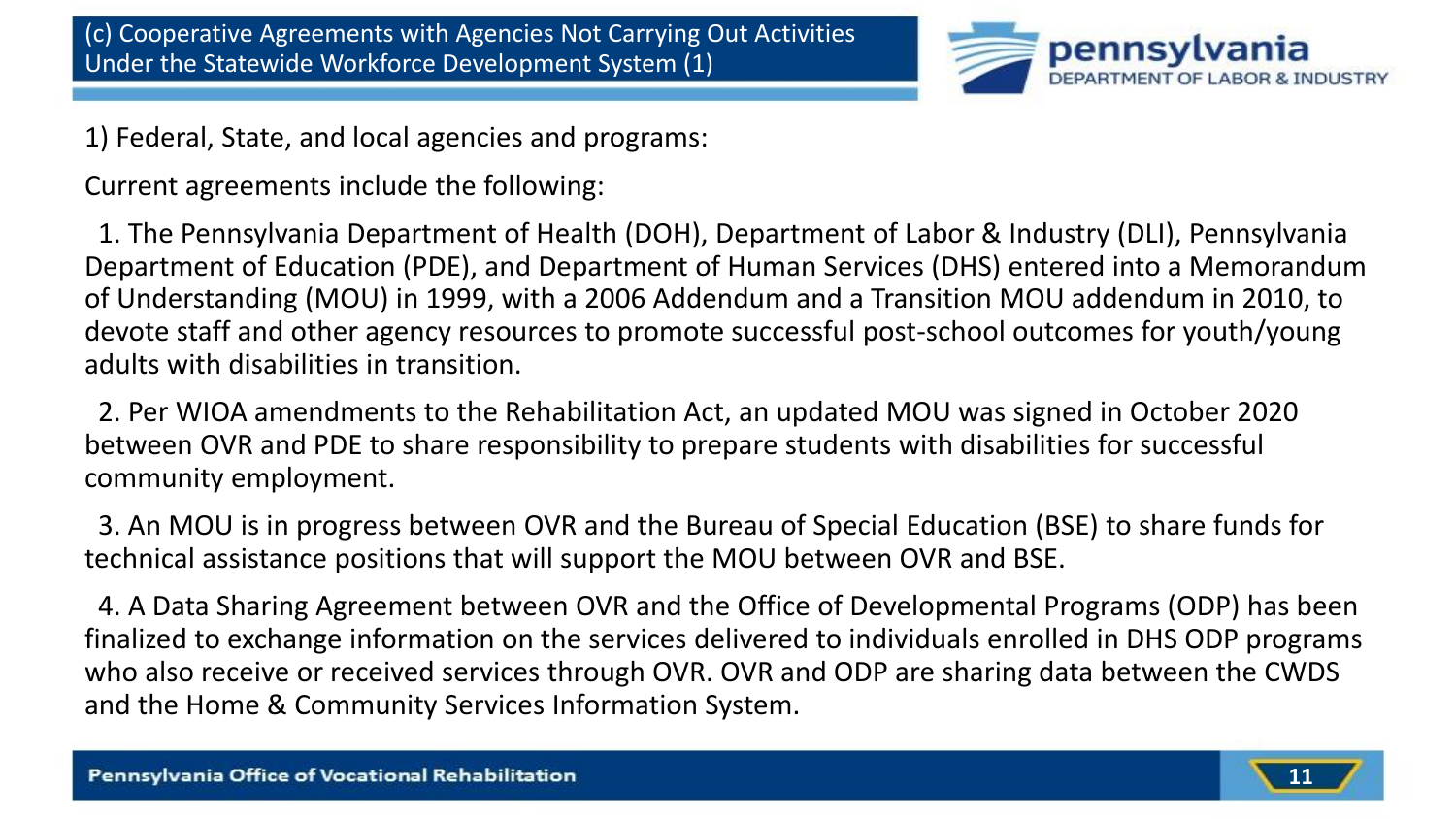## (c) Cooperative Agreements with Agencies Not Carrying Out Activities Under the Statewide Workforce Development System (1)

1) Federal, State, and local agencies and programs:

Current agreements include the following:

1. The Pennsylvania Department of Health (DOH), Department of Labor & Industry (DLI), Pennsylvania Department of Education (PDE), and Department of Human Services (DHS) entered into a Memorandum of Understanding (MOU) in 1999, with a 2006 Addendum and a Transition MOU addendum in 2010, to devote staff and other agency resources to promote successful post-school outcomes for youth/young adults with disabilities in transition.

2. Per WIOA amendments to the Rehabilitation Act, an updated MOU was signed in October 2020 between OVR and PDE to share responsibility to prepare students with disabilities for successful community employment.

3. An MOU is in progress between OVR and the Bureau of Special Education (BSE) to share funds for technical assistance positions that will support the MOU between OVR and BSE.

4. A Data Sharing Agreement between OVR and the Office of Developmental Programs (ODP) has been finalized to exchange information on the services delivered to individuals enrolled in DHS ODP programs who also receive or received services through OVR. OVR and ODP are sharing data between the CWDS and the Home & Community Services Information System.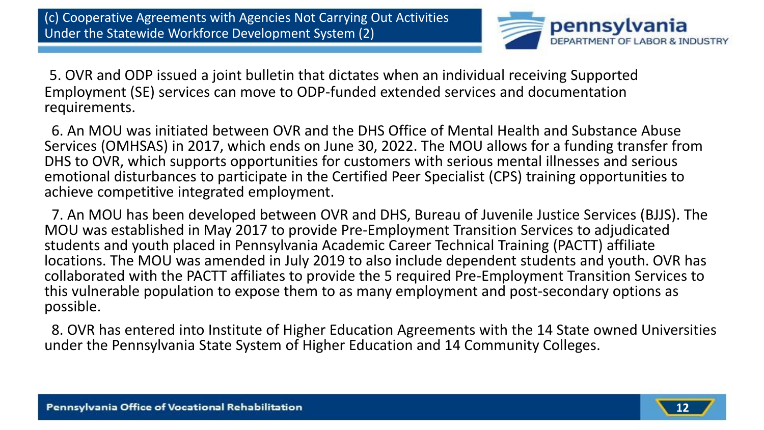## (c) Cooperative Agreements with Agencies Not Carrying Out Activities Under the Statewide Workforce Development System (2)

5. OVR and ODP issued a joint bulletin that dictates when an individual receiving Supported Employment (SE) services can move to ODP-funded extended services and documentation requirements.

6. An MOU was initiated between OVR and the DHS Office of Mental Health and Substance Abuse Services (OMHSAS) in 2017, which ends on June 30, 2022. The MOU allows for a funding transfer from DHS to OVR, which supports opportunities for customers with serious mental illnesses and serious emotional disturbances to participate in the Certified Peer Specialist (CPS) training opportunities to achieve competitive integrated employment.

7. An MOU has been developed between OVR and DHS, Bureau of Juvenile Justice Services (BJJS). The MOU was established in May 2017 to provide Pre-Employment Transition Services to adjudicated students and youth placed in Pennsylvania Academic Career Technical Training (PACTT) affiliate locations. The MOU was amended in July 2019 to also include dependent students and youth. OVR has collaborated with the PACTT affiliates to provide the 5 required Pre-Employment Transition Services to this vulnerable population to expose them to as many employment and post-secondary options as possible.

8. OVR has entered into Institute of Higher Education Agreements with the 14 State owned Universities under the Pennsylvania State System of Higher Education and 14 Community Colleges.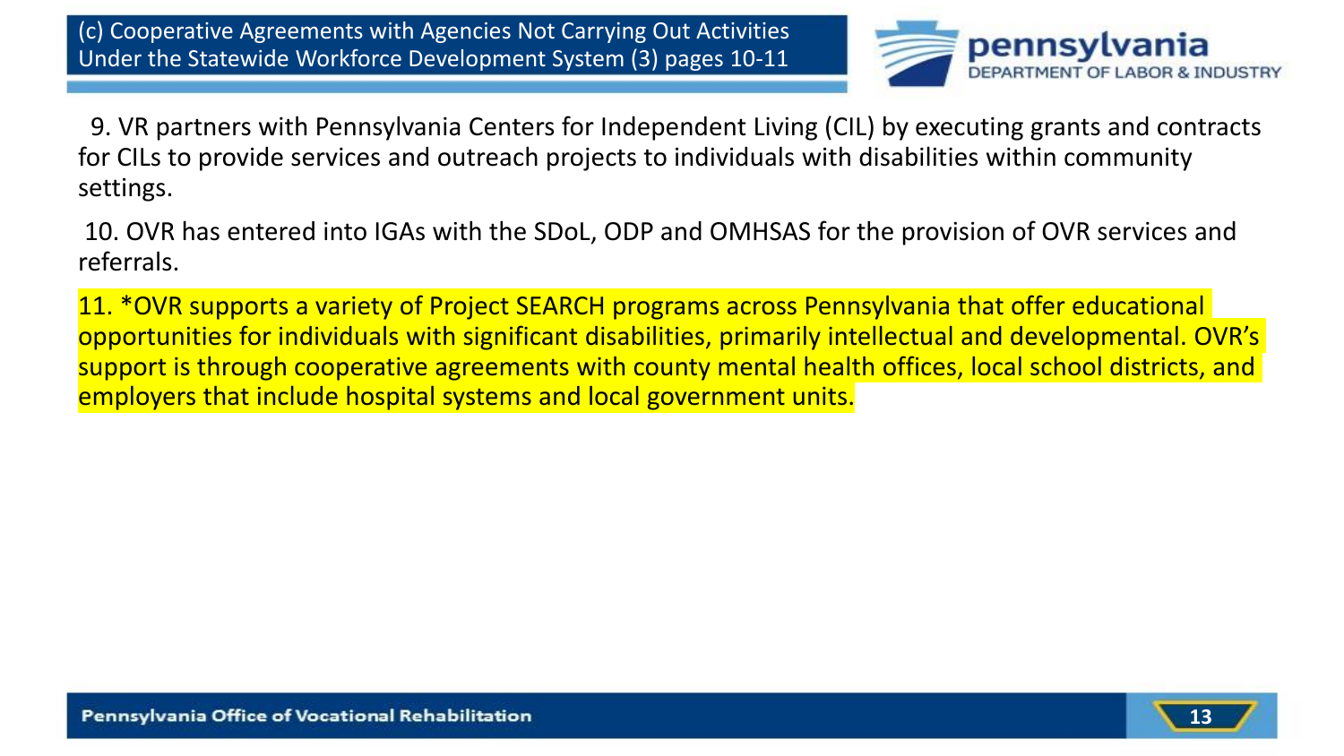## (c) Cooperative Agreements with Agencies Not Carrying Out Activities Under the Statewide Workforce Development System (3) pages 10-11

9. VR partners with Pennsylvania Centers for Independent Living (CIL) by executing grants and contracts for CILs to provide services and outreach projects to individuals with disabilities within community settings.

10. OVR has entered into IGAs with the SDoL, ODP and OMHSAS for the provision of OVR services and referrals.

11. *OVR supports a variety of Project SEARCH programs across Pennsylvania that offer educational opportunities for individuals with significant disabilities, primarily intellectual and developmental. OVR's support is through cooperative agreements with county mental health offices, local school districts, and employers that include hospital systems and local government units.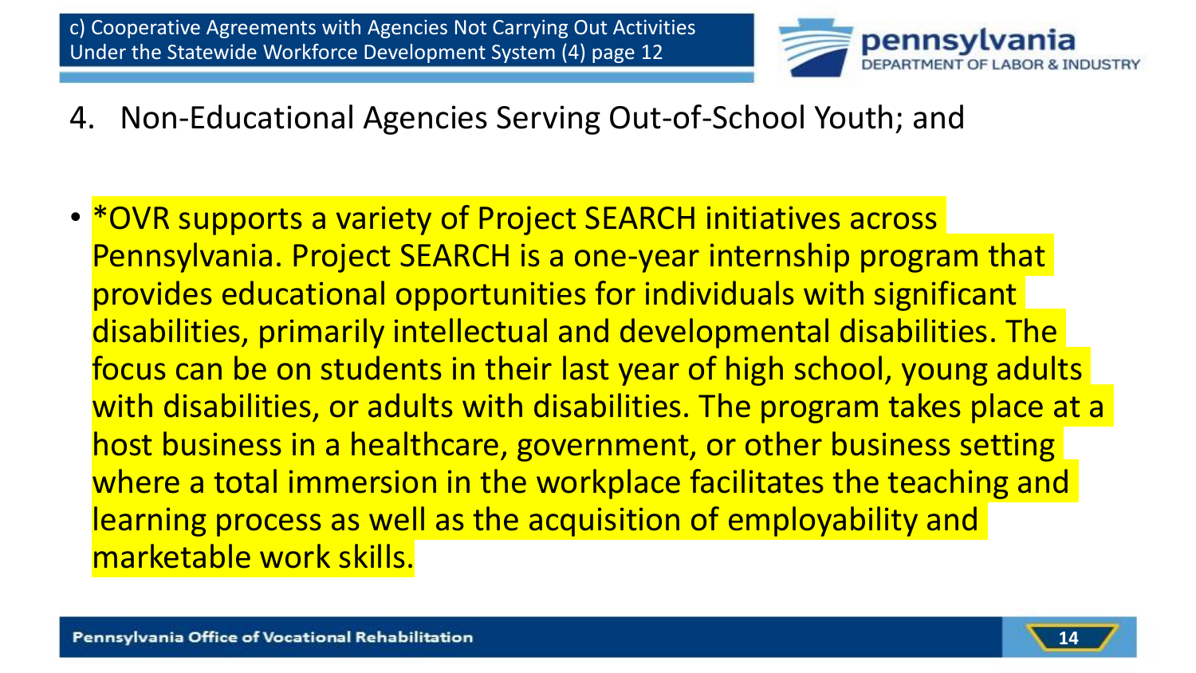c) Cooperative Agreements with Agencies Not Carrying Out Activities Under the Statewide Workforce Development System (4) page 12

4. Non-Educational Agencies Serving Out-of-School Youth; and

- *OVR supports a variety of Project SEARCH initiatives across Pennsylvania. Project SEARCH is a one-year internship program that provides educational opportunities for individuals with significant disabilities, primarily intellectual and developmental disabilities. The focus can be on students in their last year of high school, young adults with disabilities, or adults with disabilities. The program takes place at a host business in a healthcare, government, or other business setting where a total immersion in the workplace facilitates the teaching and learning process as well as the acquisition of employability and marketable work skills.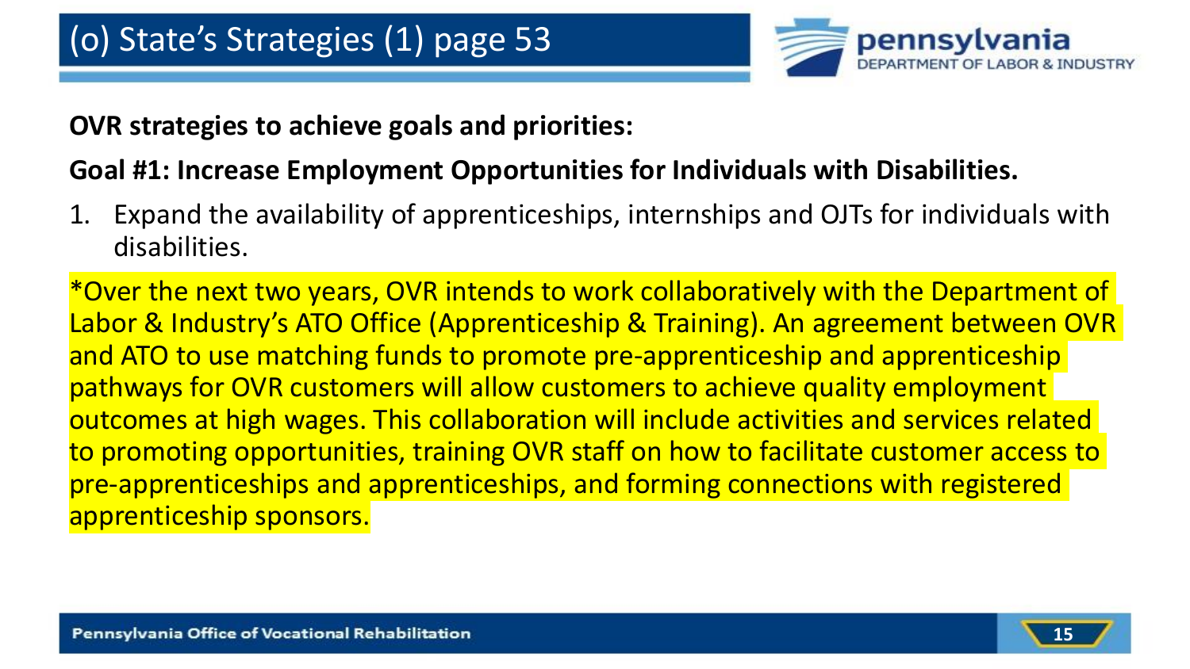# (o) State's Strategies (1) page 53

**OVR strategies to achieve goals and priorities:**

**Goal #1: Increase Employment Opportunities for Individuals with Disabilities.**

1. Expand the availability of apprenticeships, internships and OJTs for individuals with disabilities.

*Over the next two years, OVR intends to work collaboratively with the Department of Labor & Industry's ATO Office (Apprenticeship & Training). An agreement between OVR and ATO to use matching funds to promote pre-apprenticeship and apprenticeship pathways for OVR customers will allow customers to achieve quality employment outcomes at high wages. This collaboration will include activities and services related to promoting opportunities, training OVR staff on how to facilitate customer access to pre-apprenticeships and apprenticeships, and forming connections with registered apprenticeship sponsors.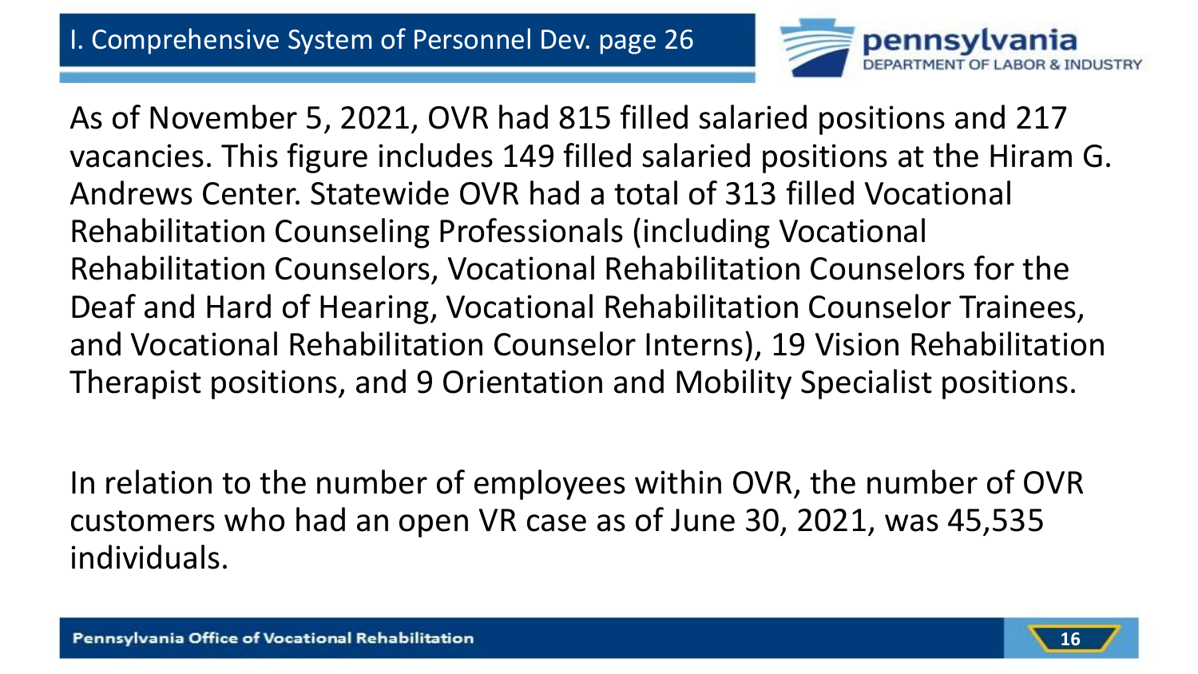# I. Comprehensive System of Personnel Dev. page 26

As of November 5, 2021, OVR had 815 filled salaried positions and 217 vacancies. This figure includes 149 filled salaried positions at the Hiram G. Andrews Center. Statewide OVR had a total of 313 filled Vocational Rehabilitation Counseling Professionals (including Vocational Rehabilitation Counselors, Vocational Rehabilitation Counselors for the Deaf and Hard of Hearing, Vocational Rehabilitation Counselor Trainees, and Vocational Rehabilitation Counselor Interns), 19 Vision Rehabilitation Therapist positions, and 9 Orientation and Mobility Specialist positions.

In relation to the number of employees within OVR, the number of OVR customers who had an open VR case as of June 30, 2021, was 45,535 individuals.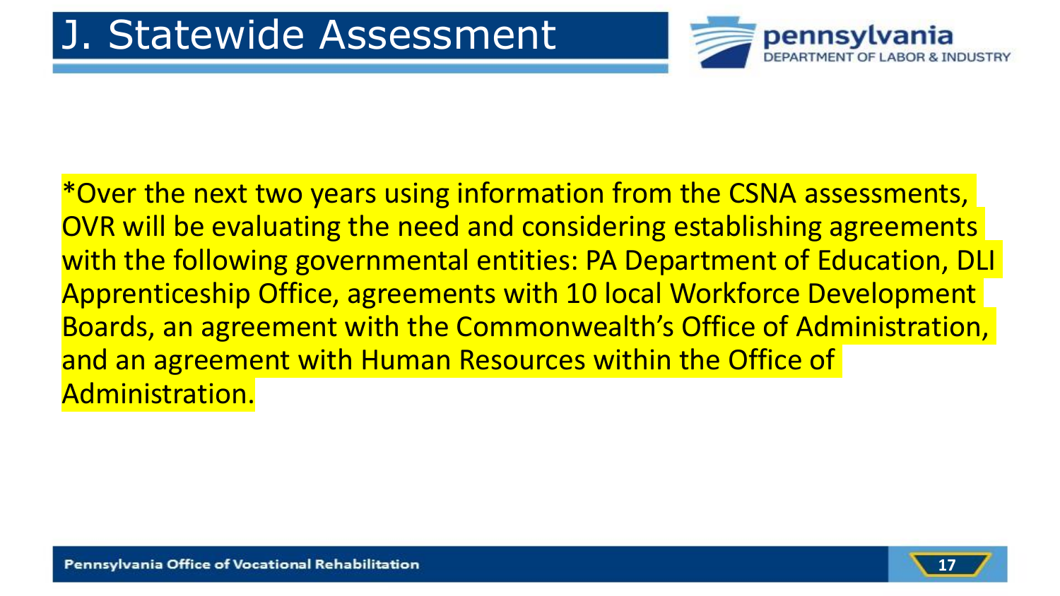# J. Statewide Assessment

*Over the next two years using information from the CSNA assessments, OVR will be evaluating the need and considering establishing agreements with the following governmental entities: PA Department of Education, DLI Apprenticeship Office, agreements with 10 local Workforce Development Boards, an agreement with the Commonwealth's Office of Administration, and an agreement with Human Resources within the Office of Administration.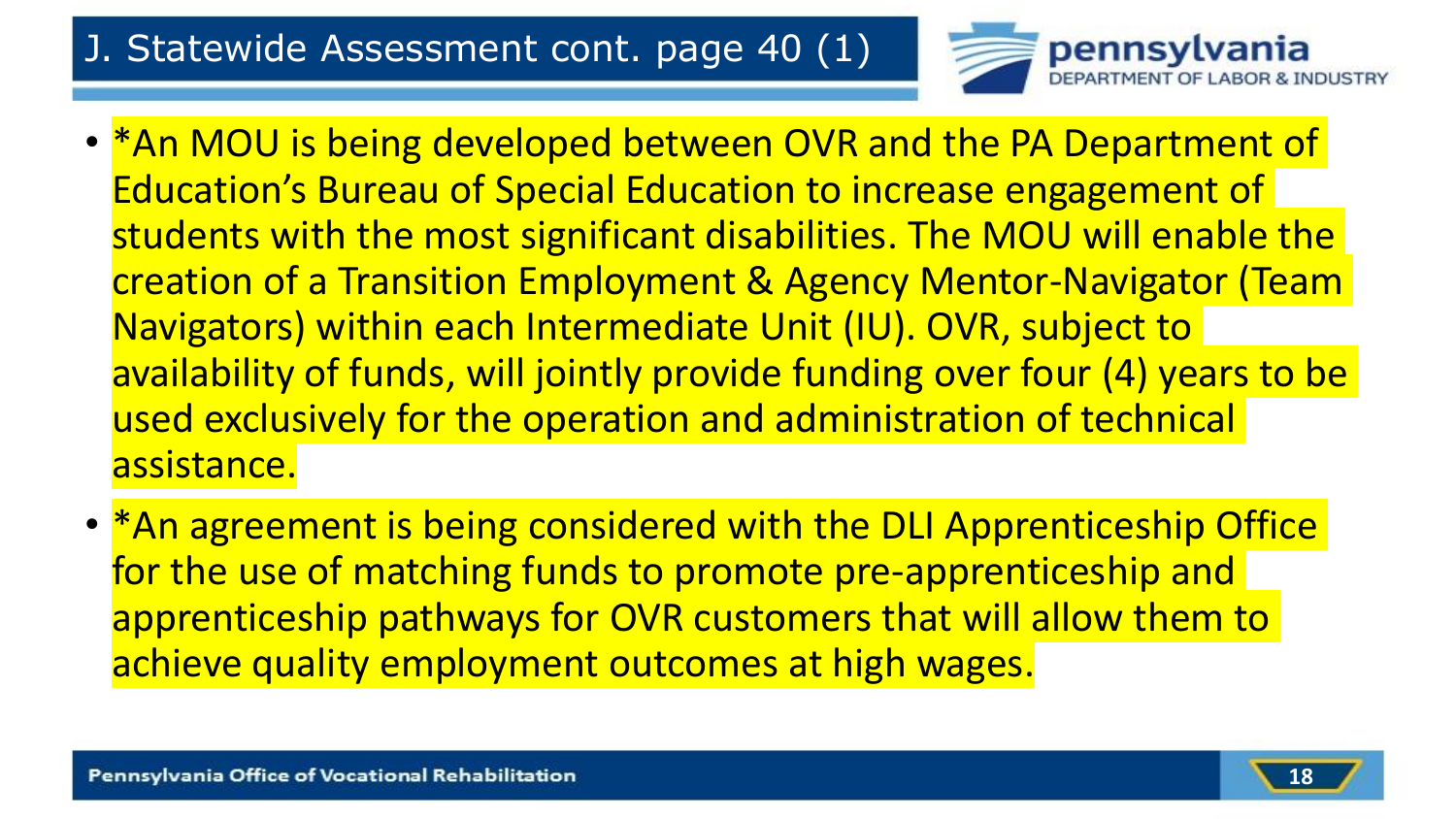# J. Statewide Assessment cont. page 40 (1)

- *An MOU is being developed between OVR and the PA Department of Education's Bureau of Special Education to increase engagement of students with the most significant disabilities. The MOU will enable the creation of a Transition Employment & Agency Mentor-Navigator (Team Navigators) within each Intermediate Unit (IU). OVR, subject to availability of funds, will jointly provide funding over four (4) years to be used exclusively for the operation and administration of technical assistance.
- *An agreement is being considered with the DLI Apprenticeship Office for the use of matching funds to promote pre-apprenticeship and apprenticeship pathways for OVR customers that will allow them to achieve quality employment outcomes at high wages.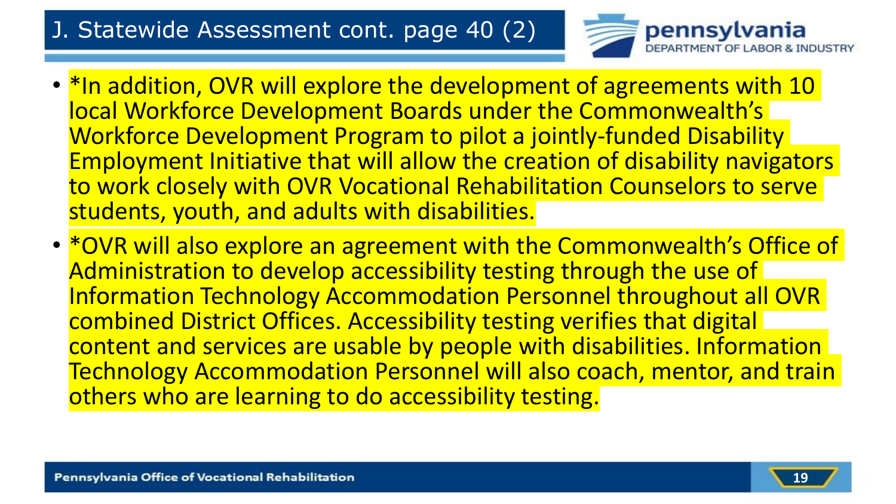# J. Statewide Assessment cont. page 40 (2)

- *In addition, OVR will explore the development of agreements with 10 local Workforce Development Boards under the Commonwealth's Workforce Development Program to pilot a jointly-funded Disability Employment Initiative that will allow the creation of disability navigators to work closely with OVR Vocational Rehabilitation Counselors to serve students, youth, and adults with disabilities.
- *OVR will also explore an agreement with the Commonwealth's Office of Administration to develop accessibility testing through the use of Information Technology Accommodation Personnel throughout all OVR combined District Offices. Accessibility testing verifies that digital content and services are usable by people with disabilities. Information Technology Accommodation Personnel will also coach, mentor, and train others who are learning to do accessibility testing.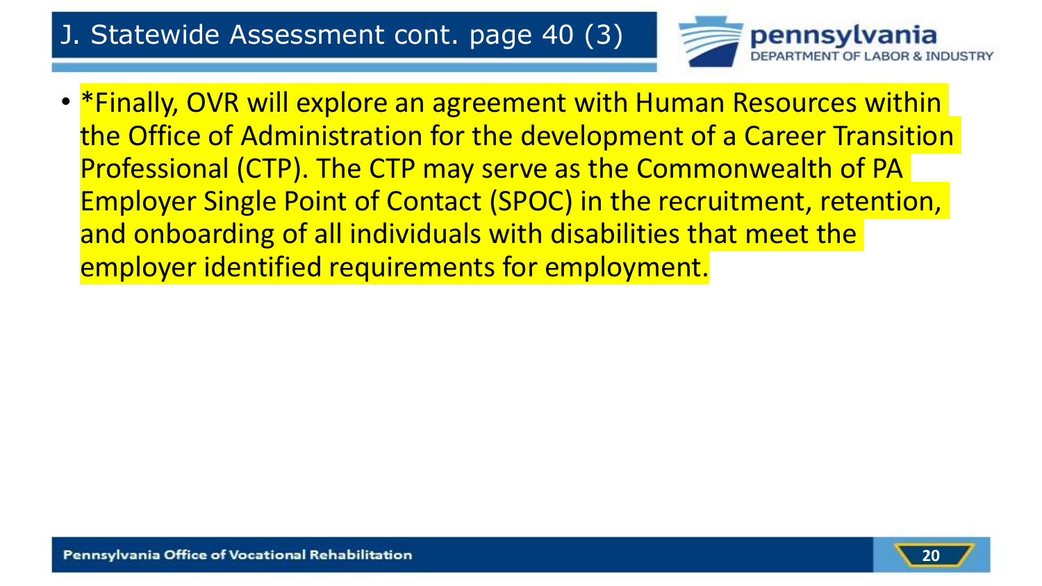# J. Statewide Assessment cont. page 40 (3)

- *Finally, OVR will explore an agreement with Human Resources within the Office of Administration for the development of a Career Transition Professional (CTP). The CTP may serve as the Commonwealth of PA Employer Single Point of Contact (SPOC) in the recruitment, retention, and onboarding of all individuals with disabilities that meet the employer identified requirements for employment.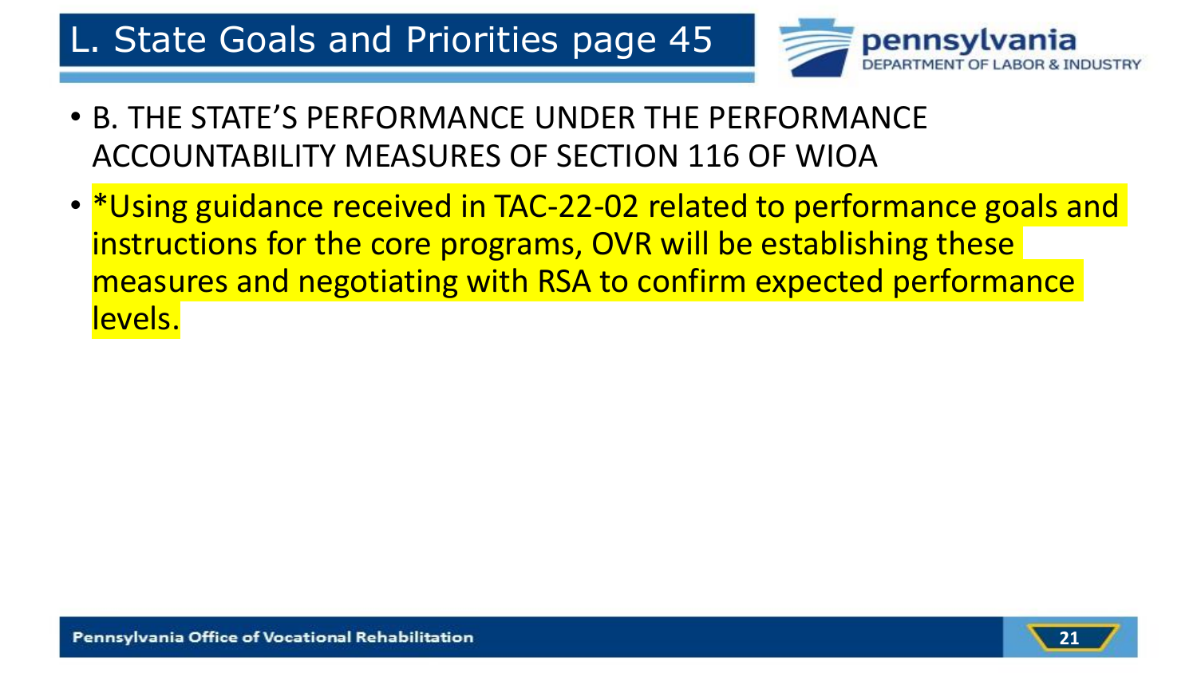# L. State Goals and Priorities page 45

- B. THE STATE'S PERFORMANCE UNDER THE PERFORMANCE ACCOUNTABILITY MEASURES OF SECTION 116 OF WIOA
- *Using guidance received in TAC-22-02 related to performance goals and instructions for the core programs, OVR will be establishing these measures and negotiating with RSA to confirm expected performance levels.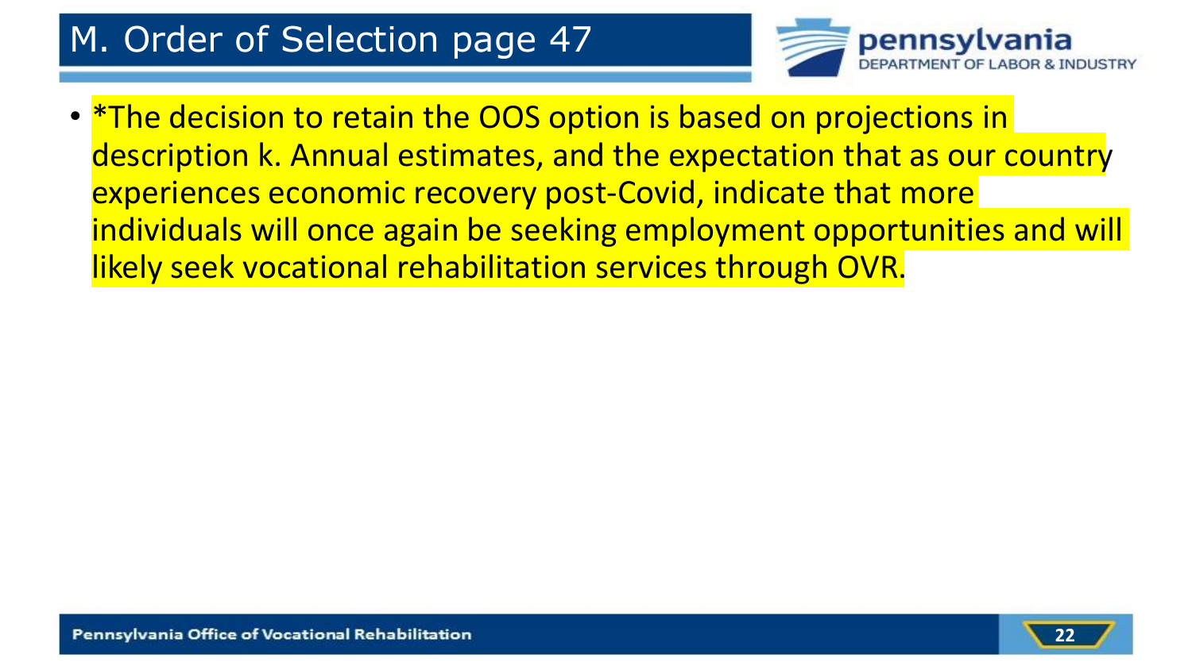# M. Order of Selection page 47

- *The decision to retain the OOS option is based on projections in description k. Annual estimates, and the expectation that as our country experiences economic recovery post-Covid, indicate that more individuals will once again be seeking employment opportunities and will likely seek vocational rehabilitation services through OVR.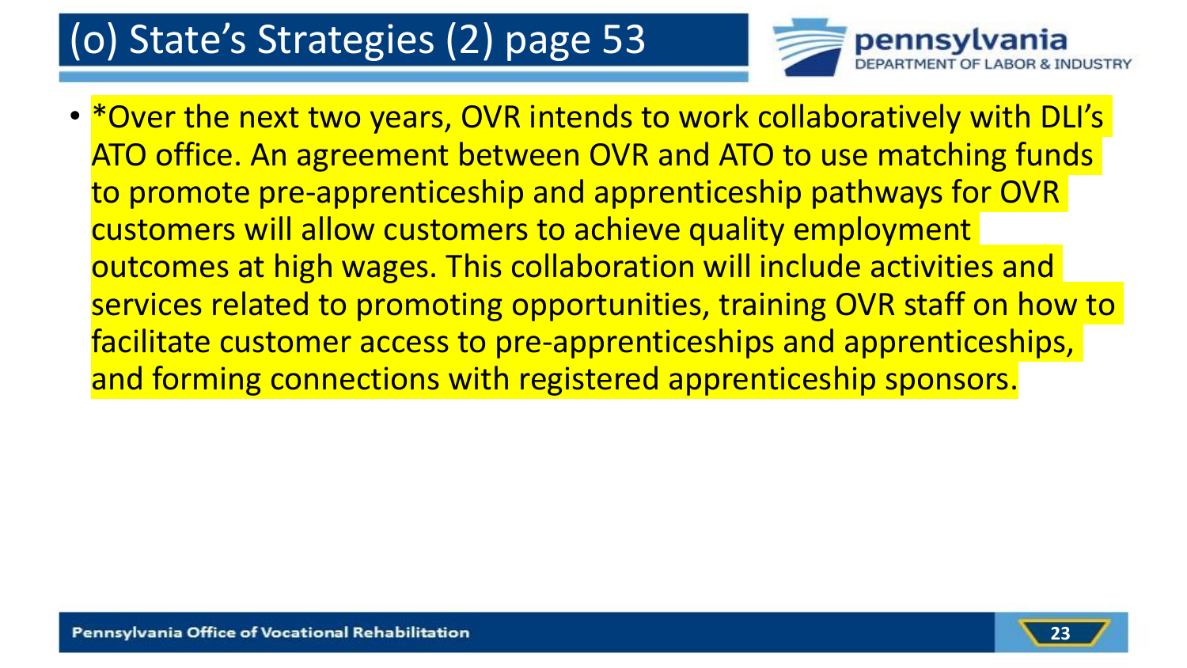# (o) State's Strategies (2) page 53

- *Over the next two years, OVR intends to work collaboratively with DLI's ATO office. An agreement between OVR and ATO to use matching funds to promote pre-apprenticeship and apprenticeship pathways for OVR customers will allow customers to achieve quality employment outcomes at high wages. This collaboration will include activities and services related to promoting opportunities, training OVR staff on how to facilitate customer access to pre-apprenticeships and apprenticeships, and forming connections with registered apprenticeship sponsors.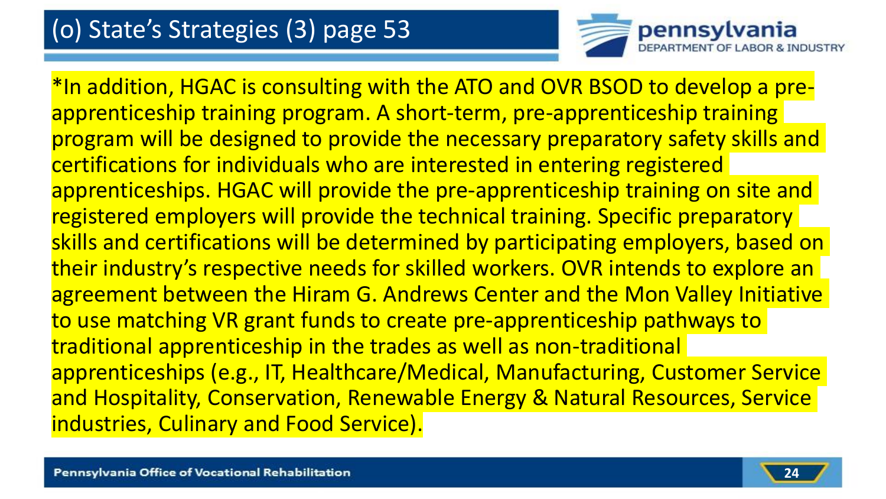# (o) State's Strategies (3) page 53

*In addition, HGAC is consulting with the ATO and OVR BSOD to develop a pre-apprenticeship training program. A short-term, pre-apprenticeship training program will be designed to provide the necessary preparatory safety skills and certifications for individuals who are interested in entering registered apprenticeships. HGAC will provide the pre-apprenticeship training on site and registered employers will provide the technical training. Specific preparatory skills and certifications will be determined by participating employers, based on their industry's respective needs for skilled workers. OVR intends to explore an agreement between the Hiram G. Andrews Center and the Mon Valley Initiative to use matching VR grant funds to create pre-apprenticeship pathways to traditional apprenticeship in the trades as well as non-traditional apprenticeships (e.g., IT, Healthcare/Medical, Manufacturing, Customer Service and Hospitality, Conservation, Renewable Energy & Natural Resources, Service industries, Culinary and Food Service).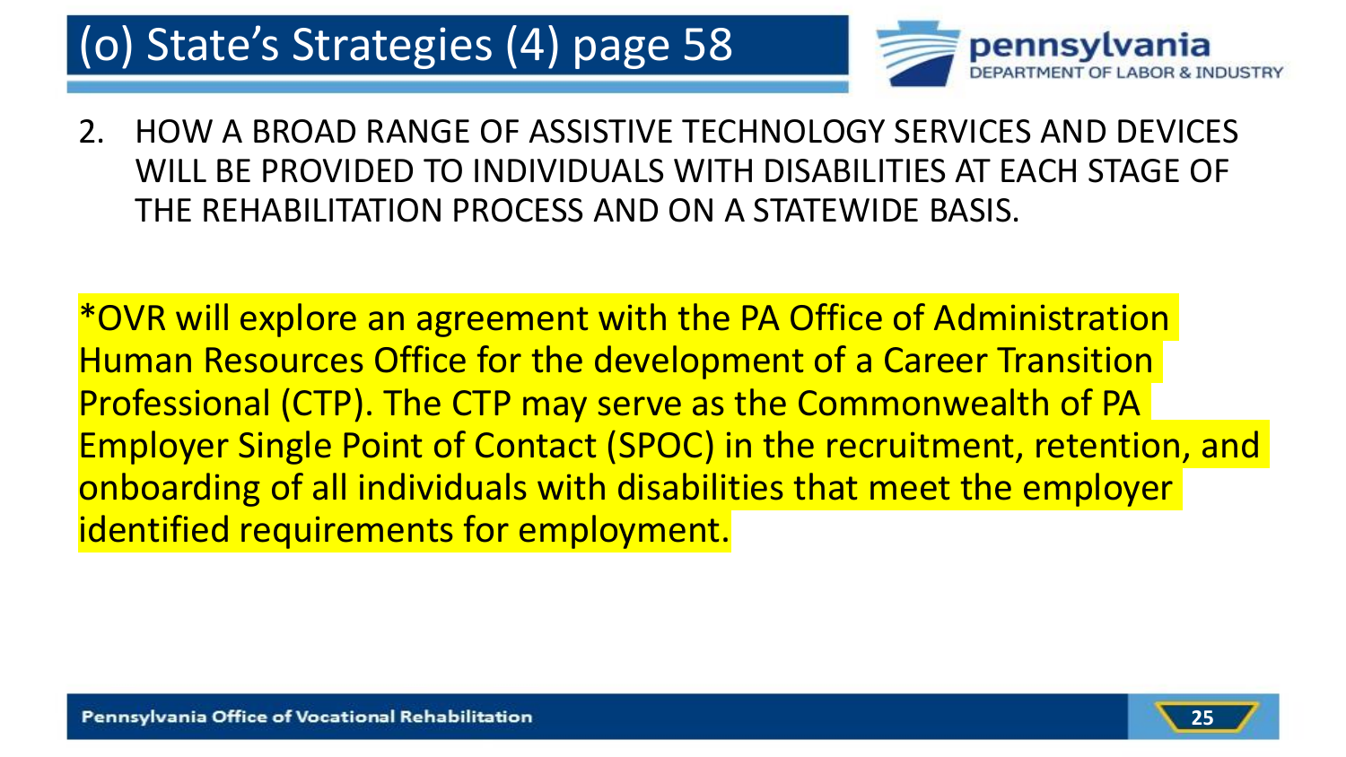# (o) State's Strategies (4) page 58

2. HOW A BROAD RANGE OF ASSISTIVE TECHNOLOGY SERVICES AND DEVICES WILL BE PROVIDED TO INDIVIDUALS WITH DISABILITIES AT EACH STAGE OF THE REHABILITATION PROCESS AND ON A STATEWIDE BASIS.

*OVR will explore an agreement with the PA Office of Administration Human Resources Office for the development of a Career Transition Professional (CTP). The CTP may serve as the Commonwealth of PA Employer Single Point of Contact (SPOC) in the recruitment, retention, and onboarding of all individuals with disabilities that meet the employer identified requirements for employment.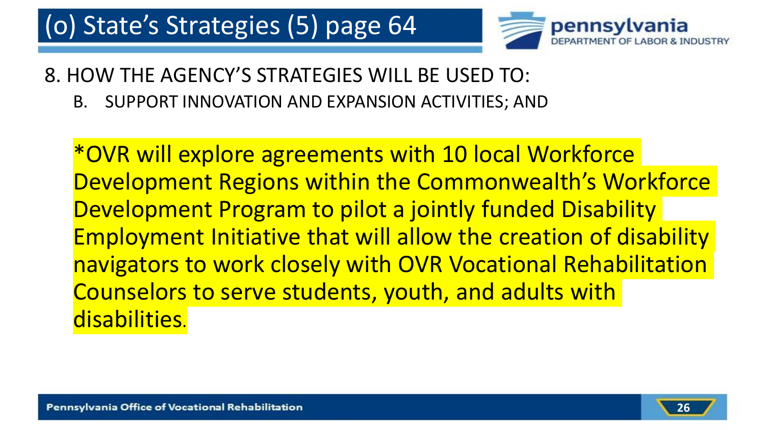# (o) State's Strategies (5) page 64

8. HOW THE AGENCY'S STRATEGIES WILL BE USED TO:

   B. SUPPORT INNOVATION AND EXPANSION ACTIVITIES; AND

*OVR will explore agreements with 10 local Workforce Development Regions within the Commonwealth's Workforce Development Program to pilot a jointly funded Disability Employment Initiative that will allow the creation of disability navigators to work closely with OVR Vocational Rehabilitation Counselors to serve students, youth, and adults with disabilities.

Pennsylvania Office of Vocational Rehabilitation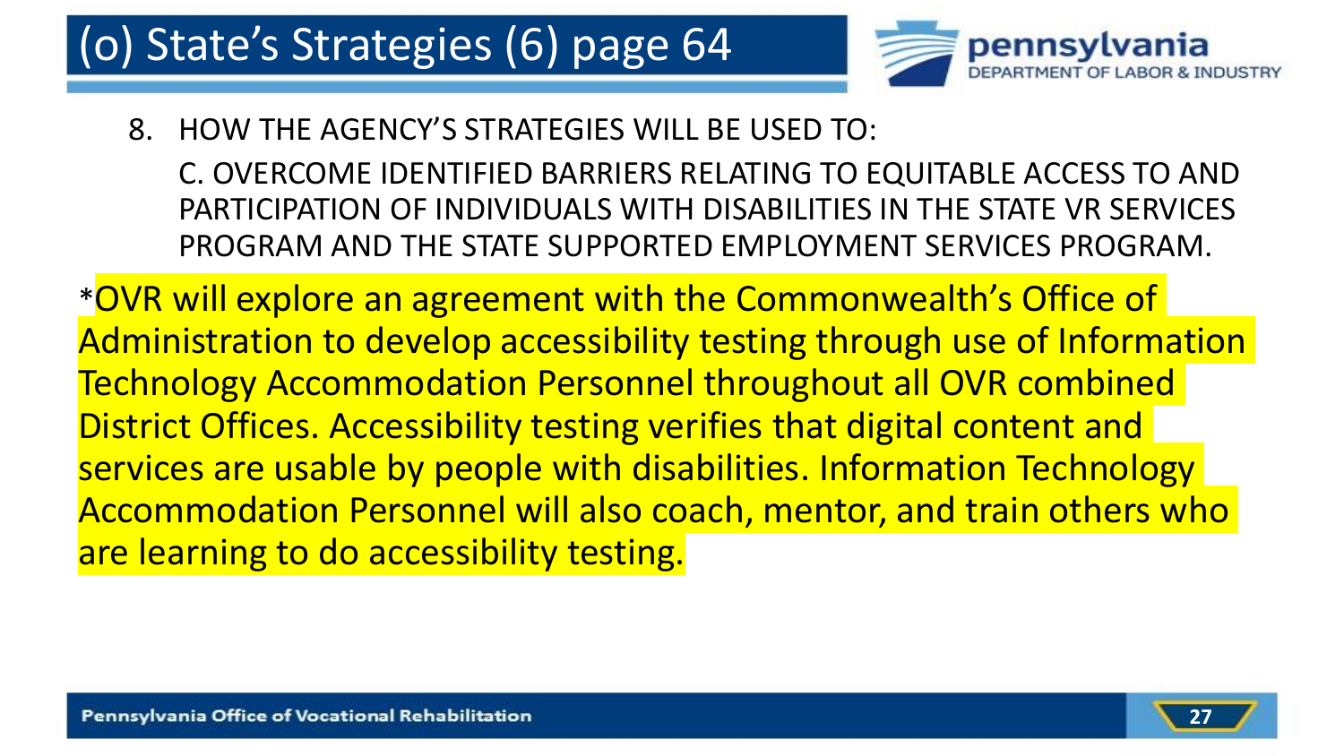# (o) State's Strategies (6) page 64

8. HOW THE AGENCY'S STRATEGIES WILL BE USED TO:

   C. OVERCOME IDENTIFIED BARRIERS RELATING TO EQUITABLE ACCESS TO AND PARTICIPATION OF INDIVIDUALS WITH DISABILITIES IN THE STATE VR SERVICES PROGRAM AND THE STATE SUPPORTED EMPLOYMENT SERVICES PROGRAM.

*OVR will explore an agreement with the Commonwealth's Office of Administration to develop accessibility testing through use of Information Technology Accommodation Personnel throughout all OVR combined District Offices. Accessibility testing verifies that digital content and services are usable by people with disabilities. Information Technology Accommodation Personnel will also coach, mentor, and train others who are learning to do accessibility testing.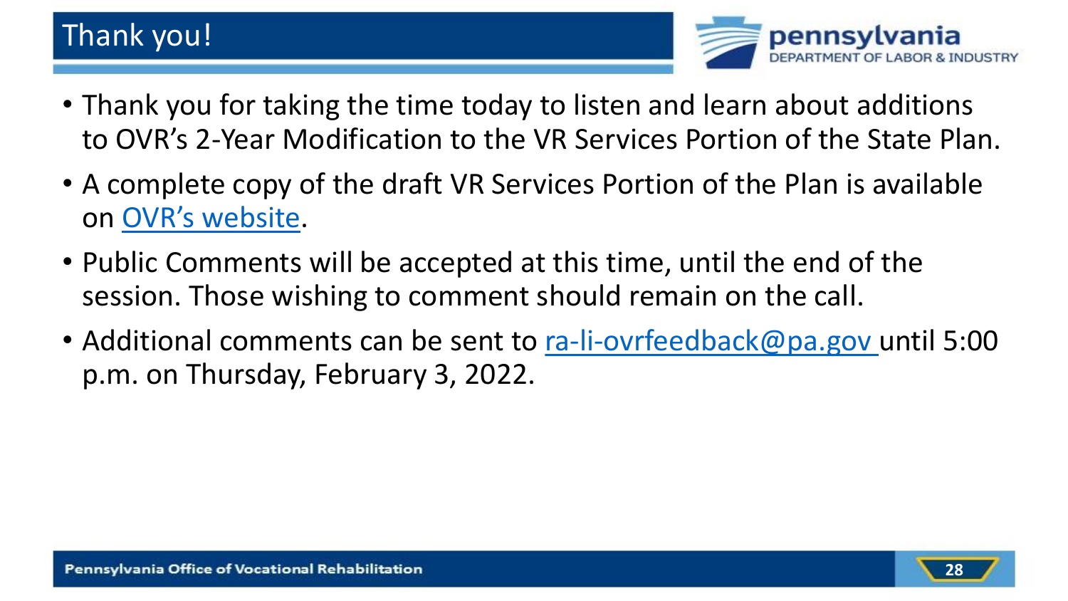# Thank you!

- Thank you for taking the time today to listen and learn about additions to OVR's 2-Year Modification to the VR Services Portion of the State Plan.
- A complete copy of the draft VR Services Portion of the Plan is available on OVR's website.
- Public Comments will be accepted at this time, until the end of the session. Those wishing to comment should remain on the call.
- Additional comments can be sent to ra-li-ovrfeedback@pa.gov until 5:00 p.m. on Thursday, February 3, 2022.